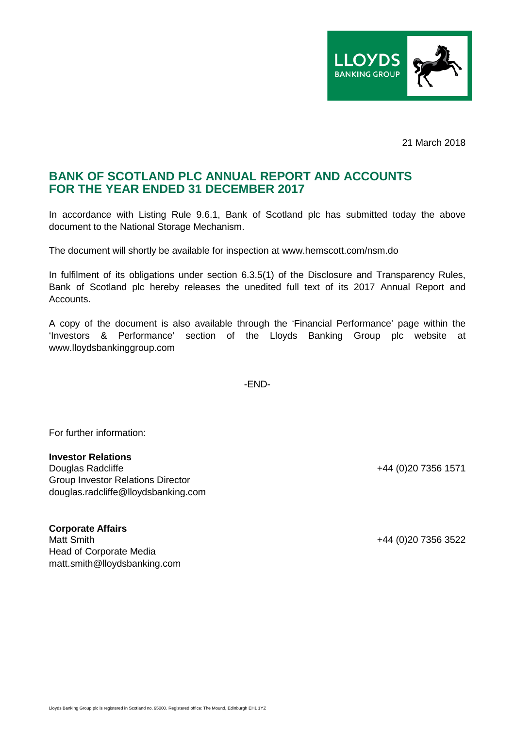21 March 2018

## BANK OF SCOTLAND PLC ANNUAL REPORT AND ACCOUNTS FOR THE YEAR ENDED 31 DECEMBER 2017

In accordance with Listing Rule 9.6.1, Bank of Scotland plc has submitted today the above document to the National Storage Mechanism.

The document will shortly be available for inspection at www.hemscott.com/nsm.do

In fulfilment of its obligations under section 6.3.5(1) of the Disclosure and Transparency Rules, Bank of Scotland plc hereby releases the unedited full text of its 2017 Annual Report and Accounts.

A copy of the document is also available through the 'Financial Performance' page within the 'Investors & Performance' section of the Lloyds Banking Group plc website at www.lloydsbankinggroup.com

-END-

For further information:

**Investor Relations**
Douglas Radcliffe — +44 (0)20 7356 1571
Group Investor Relations Director
douglas.radcliffe@lloydsbanking.com

**Corporate Affairs**
Matt Smith — +44 (0)20 7356 3522
Head of Corporate Media
matt.smith@lloydsbanking.com

Lloyds Banking Group plc is registered in Scotland no. 95000. Registered office: The Mound, Edinburgh EH1 1YZ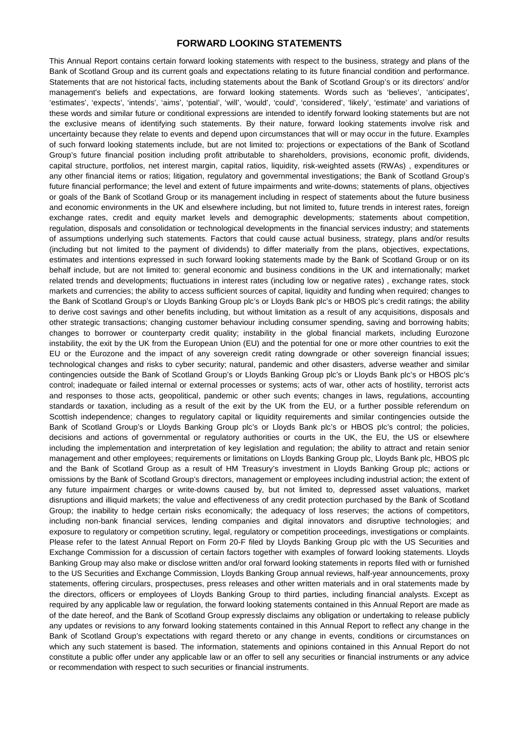# FORWARD LOOKING STATEMENTS

This Annual Report contains certain forward looking statements with respect to the business, strategy and plans of the Bank of Scotland Group and its current goals and expectations relating to its future financial condition and performance. Statements that are not historical facts, including statements about the Bank of Scotland Group's or its directors' and/or management's beliefs and expectations, are forward looking statements. Words such as 'believes', 'anticipates', 'estimates', 'expects', 'intends', 'aims', 'potential', 'will', 'would', 'could', 'considered', 'likely', 'estimate' and variations of these words and similar future or conditional expressions are intended to identify forward looking statements but are not the exclusive means of identifying such statements. By their nature, forward looking statements involve risk and uncertainty because they relate to events and depend upon circumstances that will or may occur in the future. Examples of such forward looking statements include, but are not limited to: projections or expectations of the Bank of Scotland Group's future financial position including profit attributable to shareholders, provisions, economic profit, dividends, capital structure, portfolios, net interest margin, capital ratios, liquidity, risk-weighted assets (RWAs) , expenditures or any other financial items or ratios; litigation, regulatory and governmental investigations; the Bank of Scotland Group's future financial performance; the level and extent of future impairments and write-downs; statements of plans, objectives or goals of the Bank of Scotland Group or its management including in respect of statements about the future business and economic environments in the UK and elsewhere including, but not limited to, future trends in interest rates, foreign exchange rates, credit and equity market levels and demographic developments; statements about competition, regulation, disposals and consolidation or technological developments in the financial services industry; and statements of assumptions underlying such statements. Factors that could cause actual business, strategy, plans and/or results (including but not limited to the payment of dividends) to differ materially from the plans, objectives, expectations, estimates and intentions expressed in such forward looking statements made by the Bank of Scotland Group or on its behalf include, but are not limited to: general economic and business conditions in the UK and internationally; market related trends and developments; fluctuations in interest rates (including low or negative rates) , exchange rates, stock markets and currencies; the ability to access sufficient sources of capital, liquidity and funding when required; changes to the Bank of Scotland Group's or Lloyds Banking Group plc's or Lloyds Bank plc's or HBOS plc's credit ratings; the ability to derive cost savings and other benefits including, but without limitation as a result of any acquisitions, disposals and other strategic transactions; changing customer behaviour including consumer spending, saving and borrowing habits; changes to borrower or counterparty credit quality; instability in the global financial markets, including Eurozone instability, the exit by the UK from the European Union (EU) and the potential for one or more other countries to exit the EU or the Eurozone and the impact of any sovereign credit rating downgrade or other sovereign financial issues; technological changes and risks to cyber security; natural, pandemic and other disasters, adverse weather and similar contingencies outside the Bank of Scotland Group's or Lloyds Banking Group plc's or Lloyds Bank plc's or HBOS plc's control; inadequate or failed internal or external processes or systems; acts of war, other acts of hostility, terrorist acts and responses to those acts, geopolitical, pandemic or other such events; changes in laws, regulations, accounting standards or taxation, including as a result of the exit by the UK from the EU, or a further possible referendum on Scottish independence; changes to regulatory capital or liquidity requirements and similar contingencies outside the Bank of Scotland Group's or Lloyds Banking Group plc's or Lloyds Bank plc's or HBOS plc's control; the policies, decisions and actions of governmental or regulatory authorities or courts in the UK, the EU, the US or elsewhere including the implementation and interpretation of key legislation and regulation; the ability to attract and retain senior management and other employees; requirements or limitations on Lloyds Banking Group plc, Lloyds Bank plc, HBOS plc and the Bank of Scotland Group as a result of HM Treasury's investment in Lloyds Banking Group plc; actions or omissions by the Bank of Scotland Group's directors, management or employees including industrial action; the extent of any future impairment charges or write-downs caused by, but not limited to, depressed asset valuations, market disruptions and illiquid markets; the value and effectiveness of any credit protection purchased by the Bank of Scotland Group; the inability to hedge certain risks economically; the adequacy of loss reserves; the actions of competitors, including non-bank financial services, lending companies and digital innovators and disruptive technologies; and exposure to regulatory or competition scrutiny, legal, regulatory or competition proceedings, investigations or complaints. Please refer to the latest Annual Report on Form 20-F filed by Lloyds Banking Group plc with the US Securities and Exchange Commission for a discussion of certain factors together with examples of forward looking statements. Lloyds Banking Group may also make or disclose written and/or oral forward looking statements in reports filed with or furnished to the US Securities and Exchange Commission, Lloyds Banking Group annual reviews, half-year announcements, proxy statements, offering circulars, prospectuses, press releases and other written materials and in oral statements made by the directors, officers or employees of Lloyds Banking Group to third parties, including financial analysts. Except as required by any applicable law or regulation, the forward looking statements contained in this Annual Report are made as of the date hereof, and the Bank of Scotland Group expressly disclaims any obligation or undertaking to release publicly any updates or revisions to any forward looking statements contained in this Annual Report to reflect any change in the Bank of Scotland Group's expectations with regard thereto or any change in events, conditions or circumstances on which any such statement is based. The information, statements and opinions contained in this Annual Report do not constitute a public offer under any applicable law or an offer to sell any securities or financial instruments or any advice or recommendation with respect to such securities or financial instruments.